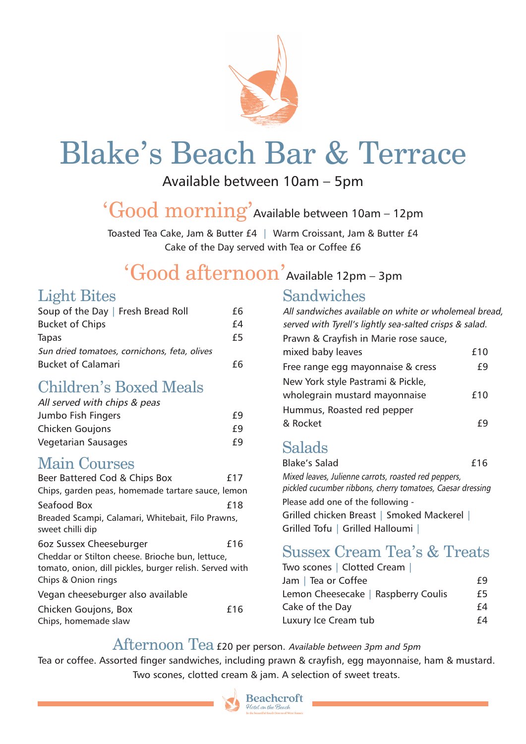# Blake's Beach Bar & Terrace

Available between 10am – 5pm

## 'Good morning' Available between 10am – 12pm

Toasted Tea Cake, Jam & Butter £4 | Warm Croissant, Jam & Butter £4
Cake of the Day served with Tea or Coffee £6

## 'Good afternoon' Available 12pm – 3pm

### Light Bites

Soup of the Day | Fresh Bread Roll £6
Bucket of Chips £4
Tapas £5
*Sun dried tomatoes, cornichons, feta, olives*
Bucket of Calamari £6

### Children's Boxed Meals

*All served with chips & peas*

Jumbo Fish Fingers £9
Chicken Goujons £9
Vegetarian Sausages £9

### Main Courses

Beer Battered Cod & Chips Box £17
Chips, garden peas, homemade tartare sauce, lemon

Seafood Box £18
Breaded Scampi, Calamari, Whitebait, Filo Prawns, sweet chilli dip

6oz Sussex Cheeseburger £16
Cheddar or Stilton cheese. Brioche bun, lettuce, tomato, onion, dill pickles, burger relish. Served with Chips & Onion rings

Vegan cheeseburger also available

Chicken Goujons, Box £16
Chips, homemade slaw

### Sandwiches

*All sandwiches available on white or wholemeal bread, served with Tyrell's lightly sea-salted crisps & salad.*

Prawn & Crayfish in Marie rose sauce, mixed baby leaves £10
Free range egg mayonnaise & cress £9
New York style Pastrami & Pickle, wholegrain mustard mayonnaise £10
Hummus, Roasted red pepper & Rocket £9

### Salads

Blake's Salad £16
*Mixed leaves, Julienne carrots, roasted red peppers, pickled cucumber ribbons, cherry tomatoes, Caesar dressing*

Please add one of the following -
Grilled chicken Breast | Smoked Mackerel | Grilled Tofu | Grilled Halloumi |

### Sussex Cream Tea's & Treats

Two scones | Clotted Cream | Jam | Tea or Coffee £9
Lemon Cheesecake | Raspberry Coulis £5
Cake of the Day £4
Luxury Ice Cream tub £4

## Afternoon Tea £20 per person. *Available between 3pm and 5pm*

Tea or coffee. Assorted finger sandwiches, including prawn & crayfish, egg mayonnaise, ham & mustard. Two scones, clotted cream & jam. A selection of sweet treats.

Beachcroft
*Hotel on the Beach*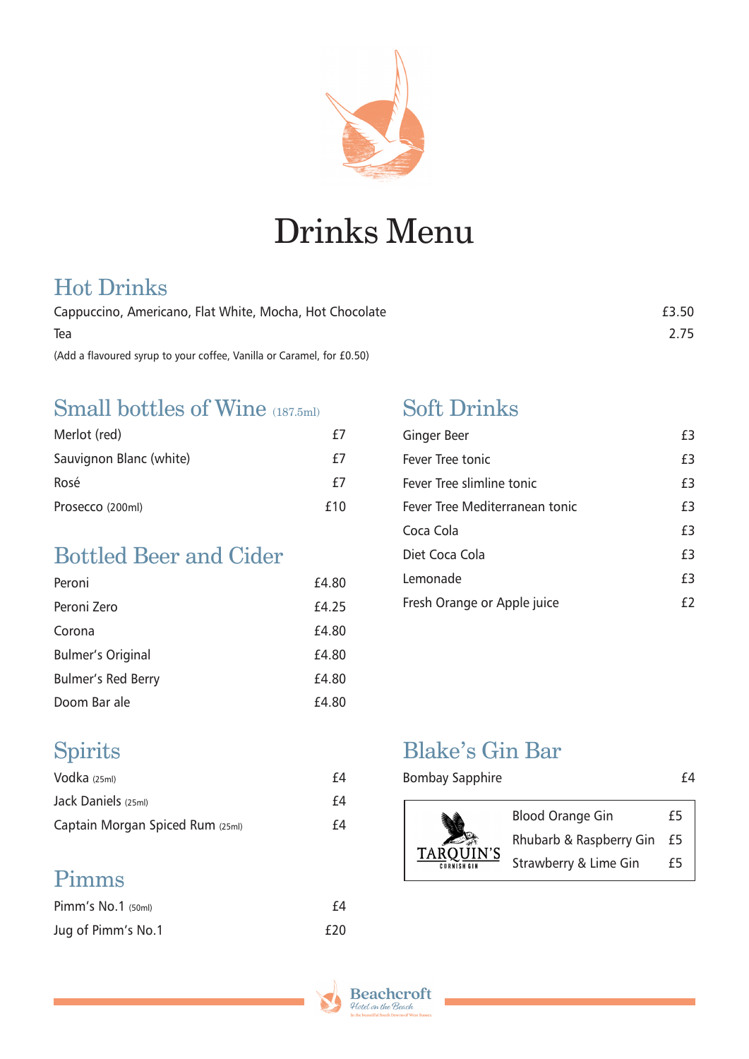# Drinks Menu

## Hot Drinks

| | |
|---|---|
| Cappuccino, Americano, Flat White, Mocha, Hot Chocolate | £3.50 |
| Tea | 2.75 |

(Add a flavoured syrup to your coffee, Vanilla or Caramel, for £0.50)

## Small bottles of Wine (187.5ml)

| | |
|---|---|
| Merlot (red) | £7 |
| Sauvignon Blanc (white) | £7 |
| Rosé | £7 |
| Prosecco (200ml) | £10 |

## Bottled Beer and Cider

| | |
|---|---|
| Peroni | £4.80 |
| Peroni Zero | £4.25 |
| Corona | £4.80 |
| Bulmer's Original | £4.80 |
| Bulmer's Red Berry | £4.80 |
| Doom Bar ale | £4.80 |

## Spirits

| | |
|---|---|
| Vodka (25ml) | £4 |
| Jack Daniels (25ml) | £4 |
| Captain Morgan Spiced Rum (25ml) | £4 |

## Pimms

| | |
|---|---|
| Pimm's No.1 (50ml) | £4 |
| Jug of Pimm's No.1 | £20 |

## Soft Drinks

| | |
|---|---|
| Ginger Beer | £3 |
| Fever Tree tonic | £3 |
| Fever Tree slimline tonic | £3 |
| Fever Tree Mediterranean tonic | £3 |
| Coca Cola | £3 |
| Diet Coca Cola | £3 |
| Lemonade | £3 |
| Fresh Orange or Apple juice | £2 |

## Blake's Gin Bar

| | |
|---|---|
| Bombay Sapphire | £4 |

TARQUIN'S CORNISH GIN

| | |
|---|---|
| Blood Orange Gin | £5 |
| Rhubarb & Raspberry Gin | £5 |
| Strawberry & Lime Gin | £5 |

Beachcroft
Hotel on the Beach